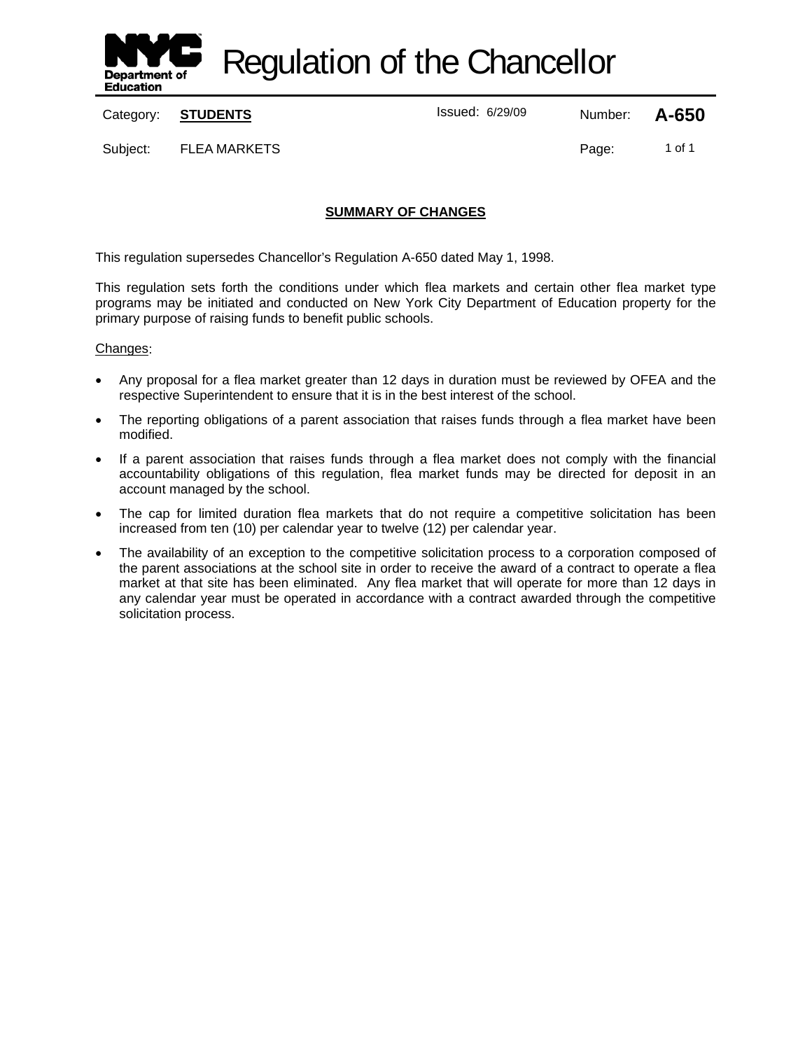# Regulation of the Chancellor

Category: **STUDENTS** | Issued: 6/29/09 | Number: **A-650**

Subject: FLEA MARKETS

## SUMMARY OF CHANGES

This regulation supersedes Chancellor's Regulation A-650 dated May 1, 1998.

This regulation sets forth the conditions under which flea markets and certain other flea market type programs may be initiated and conducted on New York City Department of Education property for the primary purpose of raising funds to benefit public schools.

Changes:

- Any proposal for a flea market greater than 12 days in duration must be reviewed by OFEA and the respective Superintendent to ensure that it is in the best interest of the school.
- The reporting obligations of a parent association that raises funds through a flea market have been modified.
- If a parent association that raises funds through a flea market does not comply with the financial accountability obligations of this regulation, flea market funds may be directed for deposit in an account managed by the school.
- The cap for limited duration flea markets that do not require a competitive solicitation has been increased from ten (10) per calendar year to twelve (12) per calendar year.
- The availability of an exception to the competitive solicitation process to a corporation composed of the parent associations at the school site in order to receive the award of a contract to operate a flea market at that site has been eliminated. Any flea market that will operate for more than 12 days in any calendar year must be operated in accordance with a contract awarded through the competitive solicitation process.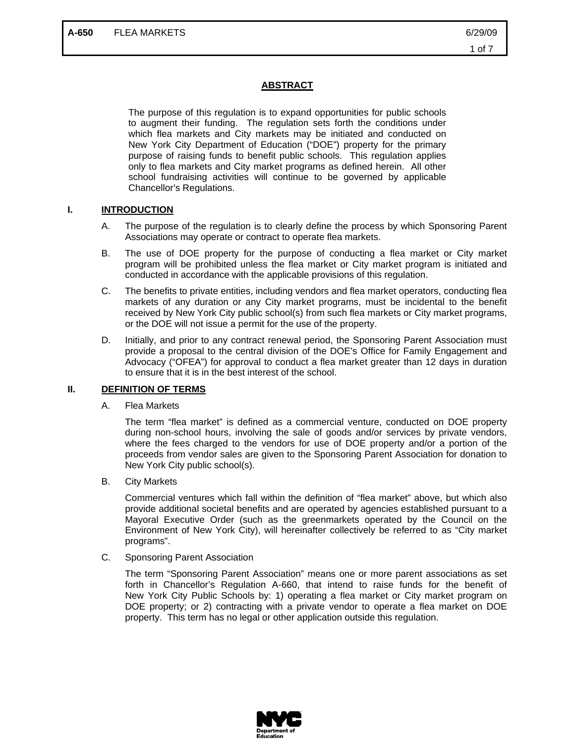## ABSTRACT

The purpose of this regulation is to expand opportunities for public schools to augment their funding. The regulation sets forth the conditions under which flea markets and City markets may be initiated and conducted on New York City Department of Education ("DOE") property for the primary purpose of raising funds to benefit public schools. This regulation applies only to flea markets and City market programs as defined herein. All other school fundraising activities will continue to be governed by applicable Chancellor's Regulations.

## I. INTRODUCTION

A. The purpose of the regulation is to clearly define the process by which Sponsoring Parent Associations may operate or contract to operate flea markets.

B. The use of DOE property for the purpose of conducting a flea market or City market program will be prohibited unless the flea market or City market program is initiated and conducted in accordance with the applicable provisions of this regulation.

C. The benefits to private entities, including vendors and flea market operators, conducting flea markets of any duration or any City market programs, must be incidental to the benefit received by New York City public school(s) from such flea markets or City market programs, or the DOE will not issue a permit for the use of the property.

D. Initially, and prior to any contract renewal period, the Sponsoring Parent Association must provide a proposal to the central division of the DOE's Office for Family Engagement and Advocacy ("OFEA") for approval to conduct a flea market greater than 12 days in duration to ensure that it is in the best interest of the school.

## II. DEFINITION OF TERMS

A. Flea Markets

The term "flea market" is defined as a commercial venture, conducted on DOE property during non-school hours, involving the sale of goods and/or services by private vendors, where the fees charged to the vendors for use of DOE property and/or a portion of the proceeds from vendor sales are given to the Sponsoring Parent Association for donation to New York City public school(s).

B. City Markets

Commercial ventures which fall within the definition of "flea market" above, but which also provide additional societal benefits and are operated by agencies established pursuant to a Mayoral Executive Order (such as the greenmarkets operated by the Council on the Environment of New York City), will hereinafter collectively be referred to as "City market programs".

C. Sponsoring Parent Association

The term "Sponsoring Parent Association" means one or more parent associations as set forth in Chancellor's Regulation A-660, that intend to raise funds for the benefit of New York City Public Schools by: 1) operating a flea market or City market program on DOE property; or 2) contracting with a private vendor to operate a flea market on DOE property. This term has no legal or other application outside this regulation.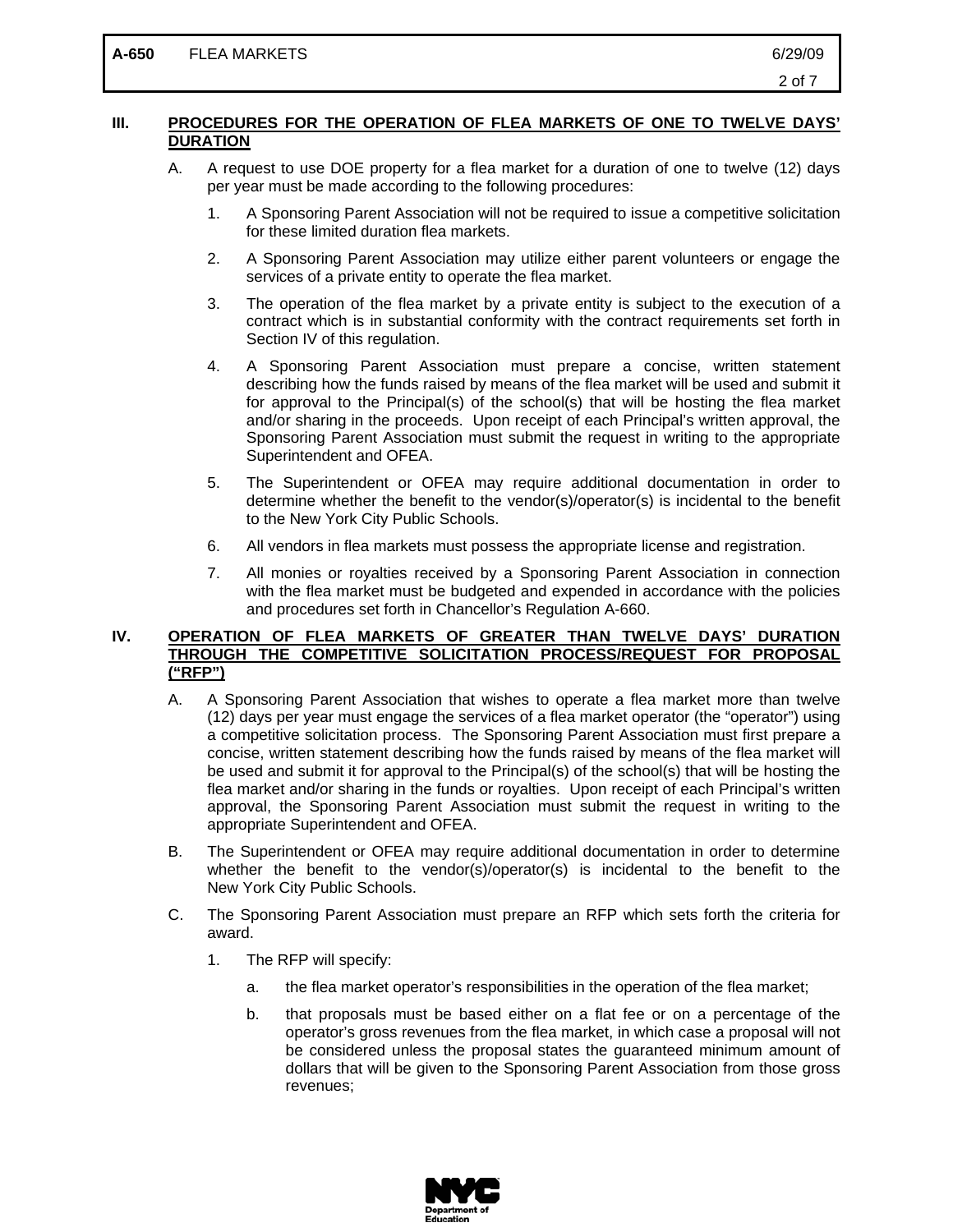## III. PROCEDURES FOR THE OPERATION OF FLEA MARKETS OF ONE TO TWELVE DAYS' DURATION

A. A request to use DOE property for a flea market for a duration of one to twelve (12) days per year must be made according to the following procedures:

1. A Sponsoring Parent Association will not be required to issue a competitive solicitation for these limited duration flea markets.

2. A Sponsoring Parent Association may utilize either parent volunteers or engage the services of a private entity to operate the flea market.

3. The operation of the flea market by a private entity is subject to the execution of a contract which is in substantial conformity with the contract requirements set forth in Section IV of this regulation.

4. A Sponsoring Parent Association must prepare a concise, written statement describing how the funds raised by means of the flea market will be used and submit it for approval to the Principal(s) of the school(s) that will be hosting the flea market and/or sharing in the proceeds. Upon receipt of each Principal's written approval, the Sponsoring Parent Association must submit the request in writing to the appropriate Superintendent and OFEA.

5. The Superintendent or OFEA may require additional documentation in order to determine whether the benefit to the vendor(s)/operator(s) is incidental to the benefit to the New York City Public Schools.

6. All vendors in flea markets must possess the appropriate license and registration.

7. All monies or royalties received by a Sponsoring Parent Association in connection with the flea market must be budgeted and expended in accordance with the policies and procedures set forth in Chancellor's Regulation A-660.

## IV. OPERATION OF FLEA MARKETS OF GREATER THAN TWELVE DAYS' DURATION THROUGH THE COMPETITIVE SOLICITATION PROCESS/REQUEST FOR PROPOSAL ("RFP")

A. A Sponsoring Parent Association that wishes to operate a flea market more than twelve (12) days per year must engage the services of a flea market operator (the "operator") using a competitive solicitation process. The Sponsoring Parent Association must first prepare a concise, written statement describing how the funds raised by means of the flea market will be used and submit it for approval to the Principal(s) of the school(s) that will be hosting the flea market and/or sharing in the funds or royalties. Upon receipt of each Principal's written approval, the Sponsoring Parent Association must submit the request in writing to the appropriate Superintendent and OFEA.

B. The Superintendent or OFEA may require additional documentation in order to determine whether the benefit to the vendor(s)/operator(s) is incidental to the benefit to the New York City Public Schools.

C. The Sponsoring Parent Association must prepare an RFP which sets forth the criteria for award.

1. The RFP will specify:

   a. the flea market operator's responsibilities in the operation of the flea market;

   b. that proposals must be based either on a flat fee or on a percentage of the operator's gross revenues from the flea market, in which case a proposal will not be considered unless the proposal states the guaranteed minimum amount of dollars that will be given to the Sponsoring Parent Association from those gross revenues;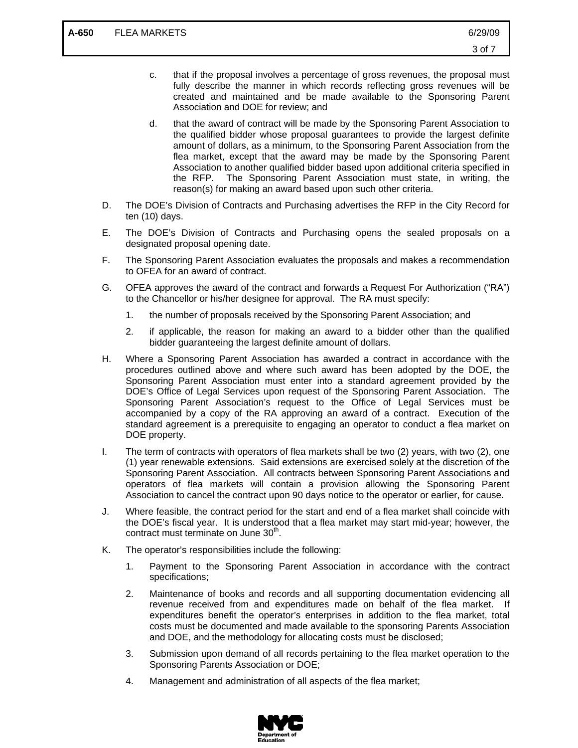c. that if the proposal involves a percentage of gross revenues, the proposal must fully describe the manner in which records reflecting gross revenues will be created and maintained and be made available to the Sponsoring Parent Association and DOE for review; and

d. that the award of contract will be made by the Sponsoring Parent Association to the qualified bidder whose proposal guarantees to provide the largest definite amount of dollars, as a minimum, to the Sponsoring Parent Association from the flea market, except that the award may be made by the Sponsoring Parent Association to another qualified bidder based upon additional criteria specified in the RFP. The Sponsoring Parent Association must state, in writing, the reason(s) for making an award based upon such other criteria.

D. The DOE's Division of Contracts and Purchasing advertises the RFP in the City Record for ten (10) days.

E. The DOE's Division of Contracts and Purchasing opens the sealed proposals on a designated proposal opening date.

F. The Sponsoring Parent Association evaluates the proposals and makes a recommendation to OFEA for an award of contract.

G. OFEA approves the award of the contract and forwards a Request For Authorization ("RA") to the Chancellor or his/her designee for approval. The RA must specify:

1. the number of proposals received by the Sponsoring Parent Association; and

2. if applicable, the reason for making an award to a bidder other than the qualified bidder guaranteeing the largest definite amount of dollars.

H. Where a Sponsoring Parent Association has awarded a contract in accordance with the procedures outlined above and where such award has been adopted by the DOE, the Sponsoring Parent Association must enter into a standard agreement provided by the DOE's Office of Legal Services upon request of the Sponsoring Parent Association. The Sponsoring Parent Association's request to the Office of Legal Services must be accompanied by a copy of the RA approving an award of a contract. Execution of the standard agreement is a prerequisite to engaging an operator to conduct a flea market on DOE property.

I. The term of contracts with operators of flea markets shall be two (2) years, with two (2), one (1) year renewable extensions. Said extensions are exercised solely at the discretion of the Sponsoring Parent Association. All contracts between Sponsoring Parent Associations and operators of flea markets will contain a provision allowing the Sponsoring Parent Association to cancel the contract upon 90 days notice to the operator or earlier, for cause.

J. Where feasible, the contract period for the start and end of a flea market shall coincide with the DOE's fiscal year. It is understood that a flea market may start mid-year; however, the contract must terminate on June 30th.

K. The operator's responsibilities include the following:

1. Payment to the Sponsoring Parent Association in accordance with the contract specifications;

2. Maintenance of books and records and all supporting documentation evidencing all revenue received from and expenditures made on behalf of the flea market. If expenditures benefit the operator's enterprises in addition to the flea market, total costs must be documented and made available to the sponsoring Parents Association and DOE, and the methodology for allocating costs must be disclosed;

3. Submission upon demand of all records pertaining to the flea market operation to the Sponsoring Parents Association or DOE;

4. Management and administration of all aspects of the flea market;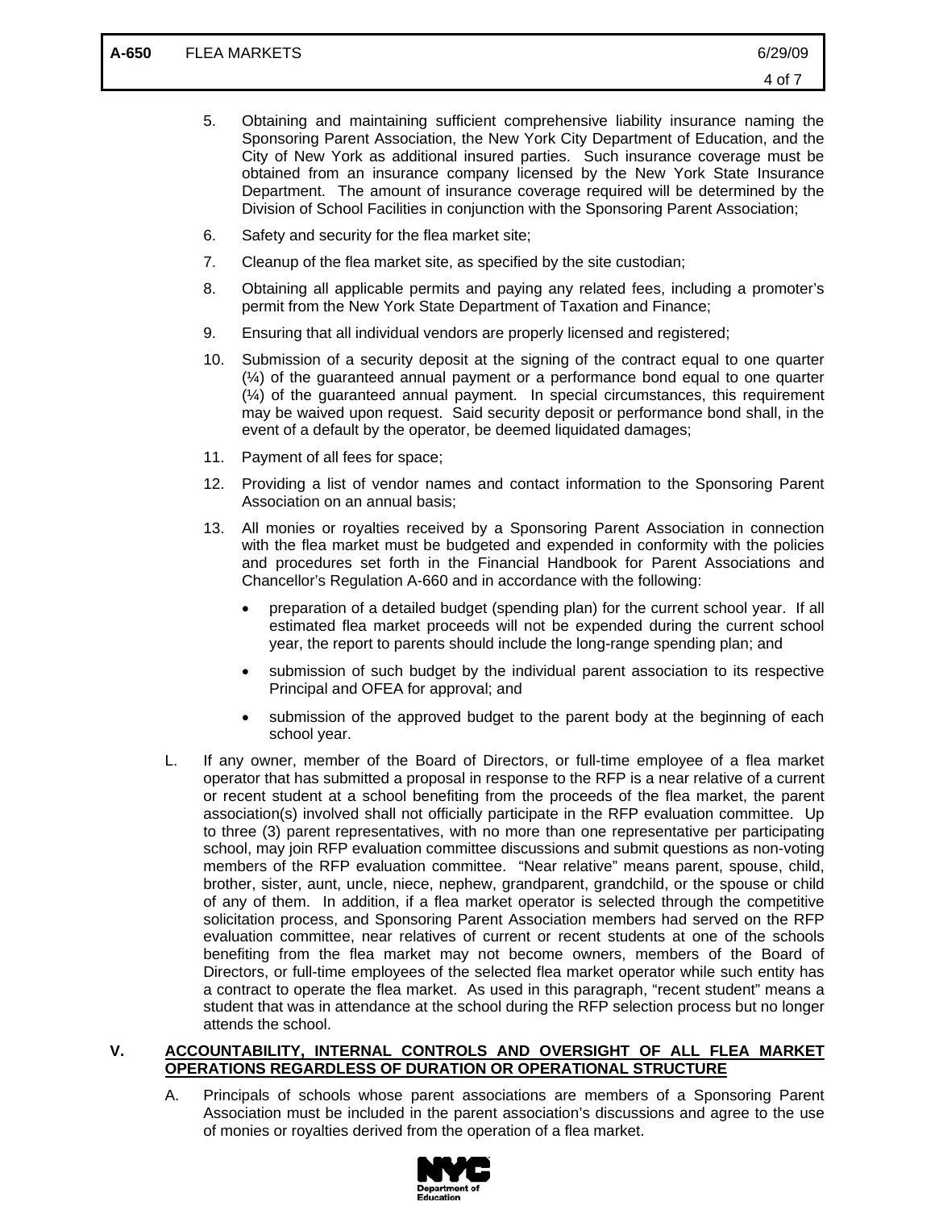5. Obtaining and maintaining sufficient comprehensive liability insurance naming the Sponsoring Parent Association, the New York City Department of Education, and the City of New York as additional insured parties. Such insurance coverage must be obtained from an insurance company licensed by the New York State Insurance Department. The amount of insurance coverage required will be determined by the Division of School Facilities in conjunction with the Sponsoring Parent Association;

6. Safety and security for the flea market site;

7. Cleanup of the flea market site, as specified by the site custodian;

8. Obtaining all applicable permits and paying any related fees, including a promoter's permit from the New York State Department of Taxation and Finance;

9. Ensuring that all individual vendors are properly licensed and registered;

10. Submission of a security deposit at the signing of the contract equal to one quarter (¼) of the guaranteed annual payment or a performance bond equal to one quarter (¼) of the guaranteed annual payment. In special circumstances, this requirement may be waived upon request. Said security deposit or performance bond shall, in the event of a default by the operator, be deemed liquidated damages;

11. Payment of all fees for space;

12. Providing a list of vendor names and contact information to the Sponsoring Parent Association on an annual basis;

13. All monies or royalties received by a Sponsoring Parent Association in connection with the flea market must be budgeted and expended in conformity with the policies and procedures set forth in the Financial Handbook for Parent Associations and Chancellor's Regulation A-660 and in accordance with the following:

    - preparation of a detailed budget (spending plan) for the current school year. If all estimated flea market proceeds will not be expended during the current school year, the report to parents should include the long-range spending plan; and
    - submission of such budget by the individual parent association to its respective Principal and OFEA for approval; and
    - submission of the approved budget to the parent body at the beginning of each school year.

L. If any owner, member of the Board of Directors, or full-time employee of a flea market operator that has submitted a proposal in response to the RFP is a near relative of a current or recent student at a school benefiting from the proceeds of the flea market, the parent association(s) involved shall not officially participate in the RFP evaluation committee. Up to three (3) parent representatives, with no more than one representative per participating school, may join RFP evaluation committee discussions and submit questions as non-voting members of the RFP evaluation committee. "Near relative" means parent, spouse, child, brother, sister, aunt, uncle, niece, nephew, grandparent, grandchild, or the spouse or child of any of them. In addition, if a flea market operator is selected through the competitive solicitation process, and Sponsoring Parent Association members had served on the RFP evaluation committee, near relatives of current or recent students at one of the schools benefiting from the flea market may not become owners, members of the Board of Directors, or full-time employees of the selected flea market operator while such entity has a contract to operate the flea market. As used in this paragraph, "recent student" means a student that was in attendance at the school during the RFP selection process but no longer attends the school.

## V. ACCOUNTABILITY, INTERNAL CONTROLS AND OVERSIGHT OF ALL FLEA MARKET OPERATIONS REGARDLESS OF DURATION OR OPERATIONAL STRUCTURE

A. Principals of schools whose parent associations are members of a Sponsoring Parent Association must be included in the parent association's discussions and agree to the use of monies or royalties derived from the operation of a flea market.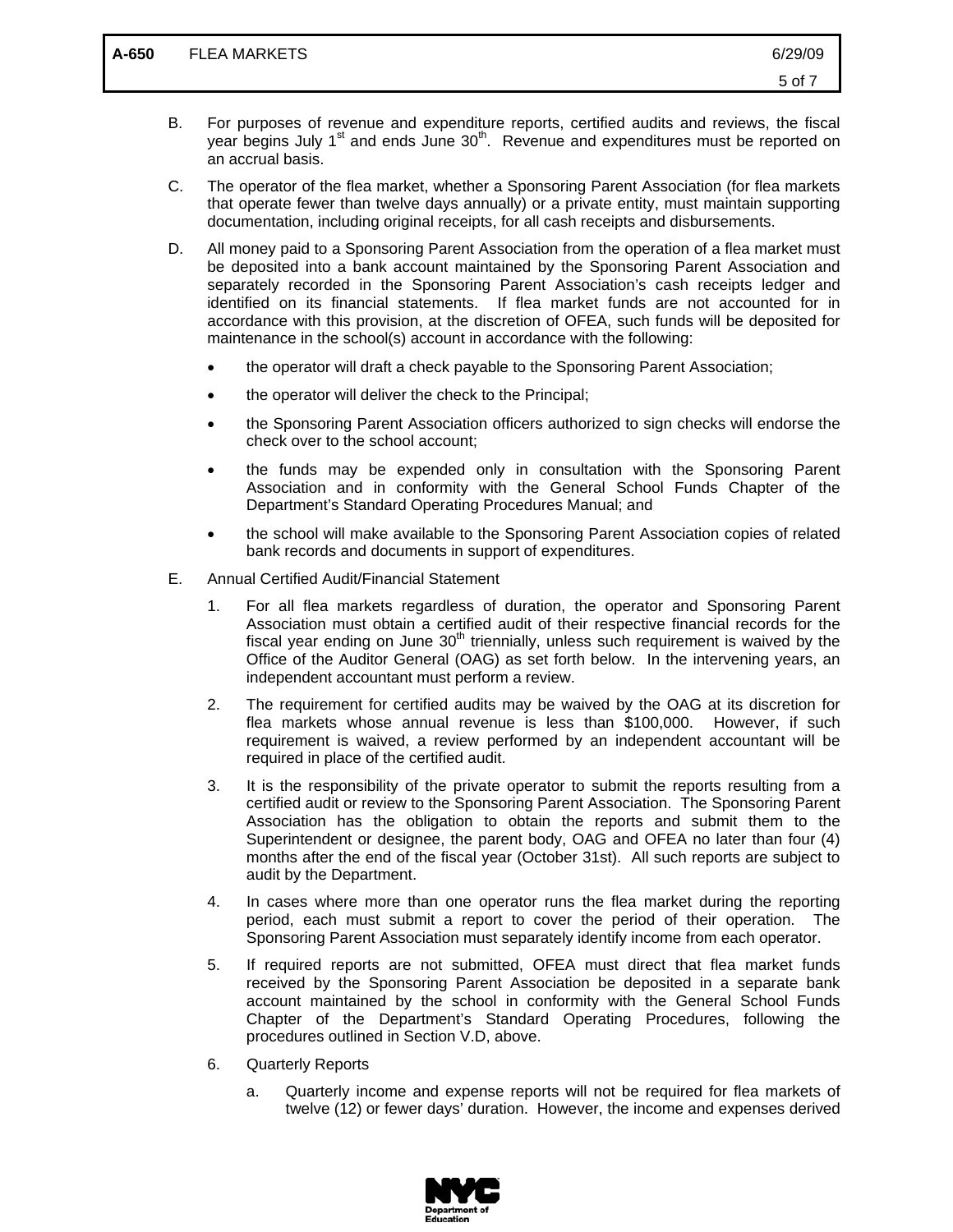B. For purposes of revenue and expenditure reports, certified audits and reviews, the fiscal year begins July 1st and ends June 30th. Revenue and expenditures must be reported on an accrual basis.

C. The operator of the flea market, whether a Sponsoring Parent Association (for flea markets that operate fewer than twelve days annually) or a private entity, must maintain supporting documentation, including original receipts, for all cash receipts and disbursements.

D. All money paid to a Sponsoring Parent Association from the operation of a flea market must be deposited into a bank account maintained by the Sponsoring Parent Association and separately recorded in the Sponsoring Parent Association's cash receipts ledger and identified on its financial statements. If flea market funds are not accounted for in accordance with this provision, at the discretion of OFEA, such funds will be deposited for maintenance in the school(s) account in accordance with the following:

- the operator will draft a check payable to the Sponsoring Parent Association;
- the operator will deliver the check to the Principal;
- the Sponsoring Parent Association officers authorized to sign checks will endorse the check over to the school account;
- the funds may be expended only in consultation with the Sponsoring Parent Association and in conformity with the General School Funds Chapter of the Department's Standard Operating Procedures Manual; and
- the school will make available to the Sponsoring Parent Association copies of related bank records and documents in support of expenditures.

E. Annual Certified Audit/Financial Statement

1. For all flea markets regardless of duration, the operator and Sponsoring Parent Association must obtain a certified audit of their respective financial records for the fiscal year ending on June 30th triennially, unless such requirement is waived by the Office of the Auditor General (OAG) as set forth below. In the intervening years, an independent accountant must perform a review.

2. The requirement for certified audits may be waived by the OAG at its discretion for flea markets whose annual revenue is less than $100,000. However, if such requirement is waived, a review performed by an independent accountant will be required in place of the certified audit.

3. It is the responsibility of the private operator to submit the reports resulting from a certified audit or review to the Sponsoring Parent Association. The Sponsoring Parent Association has the obligation to obtain the reports and submit them to the Superintendent or designee, the parent body, OAG and OFEA no later than four (4) months after the end of the fiscal year (October 31st). All such reports are subject to audit by the Department.

4. In cases where more than one operator runs the flea market during the reporting period, each must submit a report to cover the period of their operation. The Sponsoring Parent Association must separately identify income from each operator.

5. If required reports are not submitted, OFEA must direct that flea market funds received by the Sponsoring Parent Association be deposited in a separate bank account maintained by the school in conformity with the General School Funds Chapter of the Department's Standard Operating Procedures, following the procedures outlined in Section V.D, above.

6. Quarterly Reports

   a. Quarterly income and expense reports will not be required for flea markets of twelve (12) or fewer days' duration. However, the income and expenses derived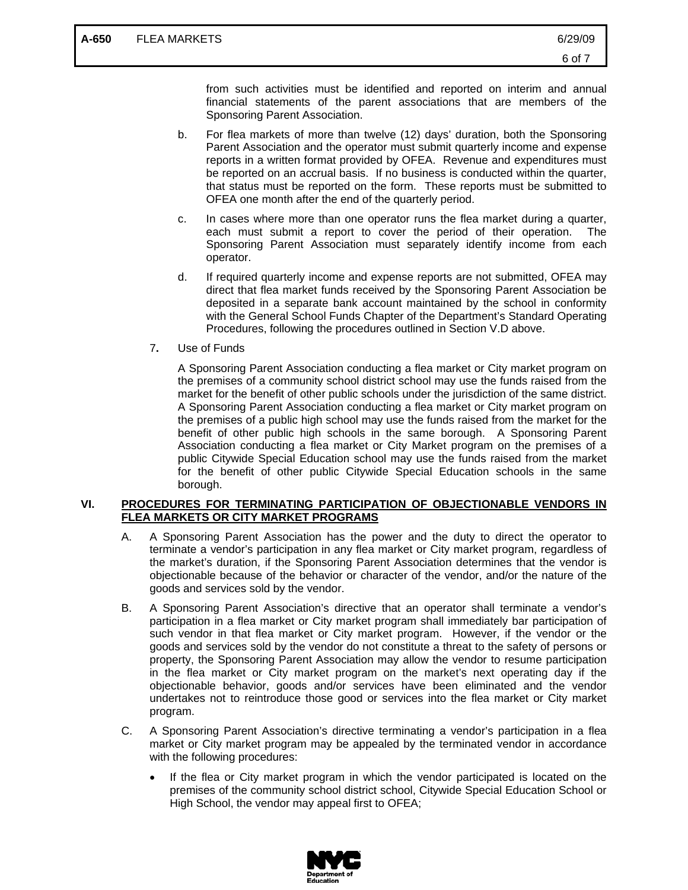from such activities must be identified and reported on interim and annual financial statements of the parent associations that are members of the Sponsoring Parent Association.

b. For flea markets of more than twelve (12) days' duration, both the Sponsoring Parent Association and the operator must submit quarterly income and expense reports in a written format provided by OFEA. Revenue and expenditures must be reported on an accrual basis. If no business is conducted within the quarter, that status must be reported on the form. These reports must be submitted to OFEA one month after the end of the quarterly period.

c. In cases where more than one operator runs the flea market during a quarter, each must submit a report to cover the period of their operation. The Sponsoring Parent Association must separately identify income from each operator.

d. If required quarterly income and expense reports are not submitted, OFEA may direct that flea market funds received by the Sponsoring Parent Association be deposited in a separate bank account maintained by the school in conformity with the General School Funds Chapter of the Department's Standard Operating Procedures, following the procedures outlined in Section V.D above.

7. Use of Funds

A Sponsoring Parent Association conducting a flea market or City market program on the premises of a community school district school may use the funds raised from the market for the benefit of other public schools under the jurisdiction of the same district. A Sponsoring Parent Association conducting a flea market or City market program on the premises of a public high school may use the funds raised from the market for the benefit of other public high schools in the same borough. A Sponsoring Parent Association conducting a flea market or City Market program on the premises of a public Citywide Special Education school may use the funds raised from the market for the benefit of other public Citywide Special Education schools in the same borough.

## VI. PROCEDURES FOR TERMINATING PARTICIPATION OF OBJECTIONABLE VENDORS IN FLEA MARKETS OR CITY MARKET PROGRAMS

A. A Sponsoring Parent Association has the power and the duty to direct the operator to terminate a vendor's participation in any flea market or City market program, regardless of the market's duration, if the Sponsoring Parent Association determines that the vendor is objectionable because of the behavior or character of the vendor, and/or the nature of the goods and services sold by the vendor.

B. A Sponsoring Parent Association's directive that an operator shall terminate a vendor's participation in a flea market or City market program shall immediately bar participation of such vendor in that flea market or City market program. However, if the vendor or the goods and services sold by the vendor do not constitute a threat to the safety of persons or property, the Sponsoring Parent Association may allow the vendor to resume participation in the flea market or City market program on the market's next operating day if the objectionable behavior, goods and/or services have been eliminated and the vendor undertakes not to reintroduce those good or services into the flea market or City market program.

C. A Sponsoring Parent Association's directive terminating a vendor's participation in a flea market or City market program may be appealed by the terminated vendor in accordance with the following procedures:

- If the flea or City market program in which the vendor participated is located on the premises of the community school district school, Citywide Special Education School or High School, the vendor may appeal first to OFEA;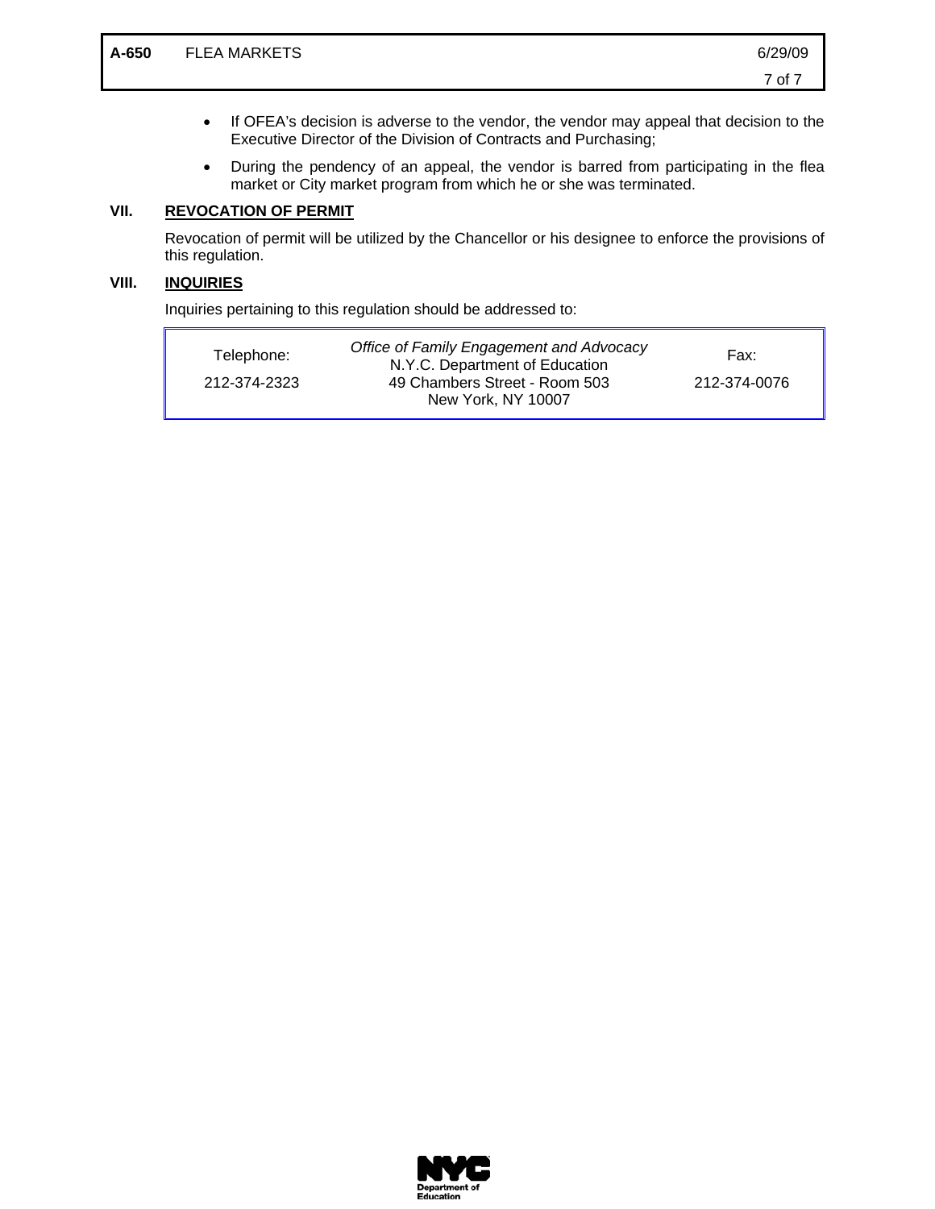- If OFEA's decision is adverse to the vendor, the vendor may appeal that decision to the Executive Director of the Division of Contracts and Purchasing;
- During the pendency of an appeal, the vendor is barred from participating in the flea market or City market program from which he or she was terminated.

## VII. REVOCATION OF PERMIT

Revocation of permit will be utilized by the Chancellor or his designee to enforce the provisions of this regulation.

## VIII. INQUIRIES

Inquiries pertaining to this regulation should be addressed to:

| | | |
|---|---|---|
| Telephone:<br>212-374-2323 | *Office of Family Engagement and Advocacy*<br>N.Y.C. Department of Education<br>49 Chambers Street - Room 503<br>New York, NY 10007 | Fax:<br>212-374-0076 |